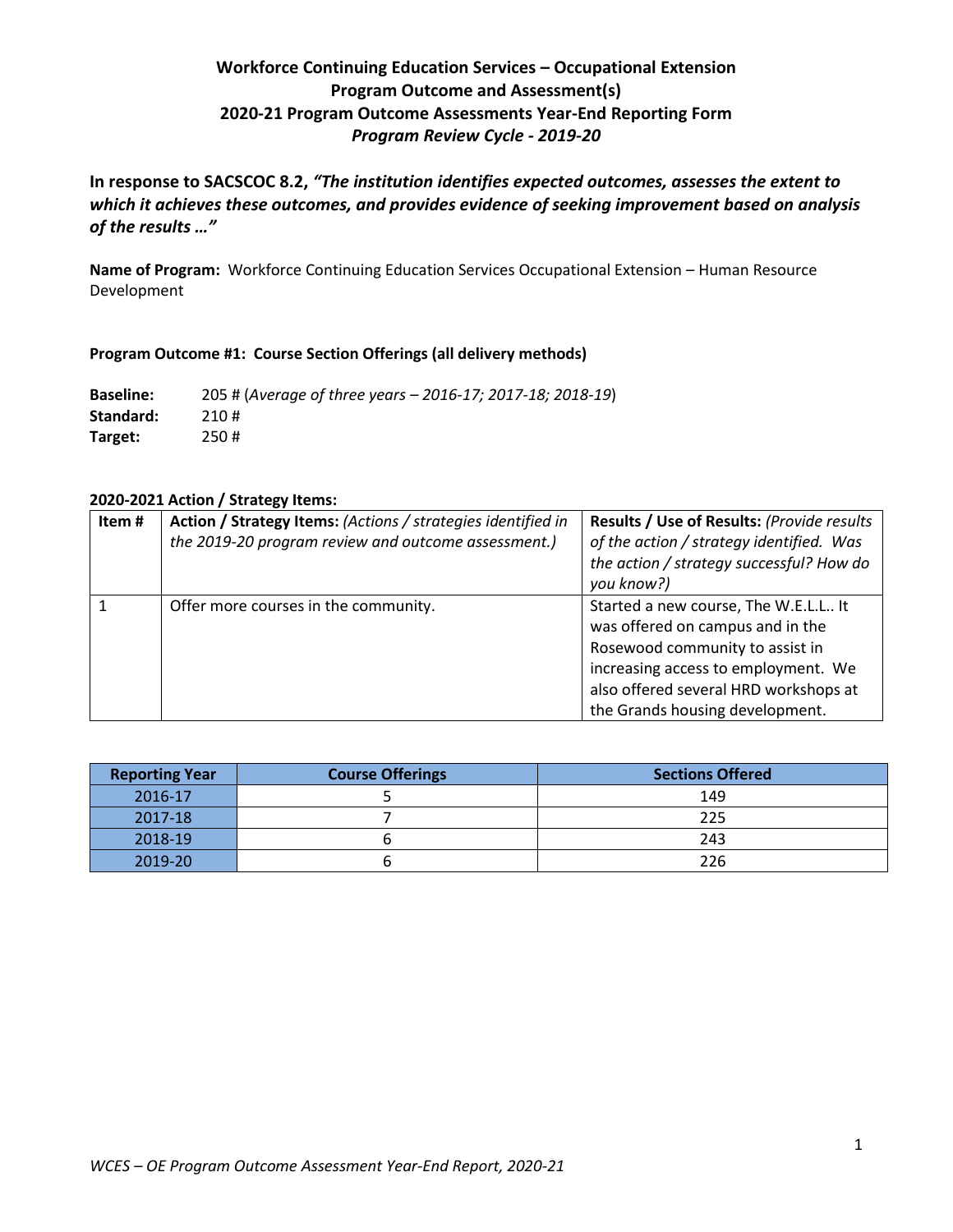# Workforce Continuing Education Services – Occupational Extension
## Program Outcome and Assessment(s)
## 2020-21 Program Outcome Assessments Year-End Reporting Form
### *Program Review Cycle - 2019-20*

**In response to SACSCOC 8.2, *"The institution identifies expected outcomes, assesses the extent to which it achieves these outcomes, and provides evidence of seeking improvement based on analysis of the results …"***

**Name of Program:** Workforce Continuing Education Services Occupational Extension – Human Resource Development

**Program Outcome #1: Course Section Offerings (all delivery methods)**

**Baseline:** 205 # (*Average of three years – 2016-17; 2017-18; 2018-19*)
**Standard:** 210 #
**Target:** 250 #

**2020-2021 Action / Strategy Items:**

| Item # | Action / Strategy Items: *(Actions / strategies identified in the 2019-20 program review and outcome assessment.)* | Results / Use of Results: *(Provide results of the action / strategy identified. Was the action / strategy successful? How do you know?)* |
|---|---|---|
| 1 | Offer more courses in the community. | Started a new course, The W.E.L.L.. It was offered on campus and in the Rosewood community to assist in increasing access to employment. We also offered several HRD workshops at the Grands housing development. |

| Reporting Year | Course Offerings | Sections Offered |
|---|---|---|
| 2016-17 | 5 | 149 |
| 2017-18 | 7 | 225 |
| 2018-19 | 6 | 243 |
| 2019-20 | 6 | 226 |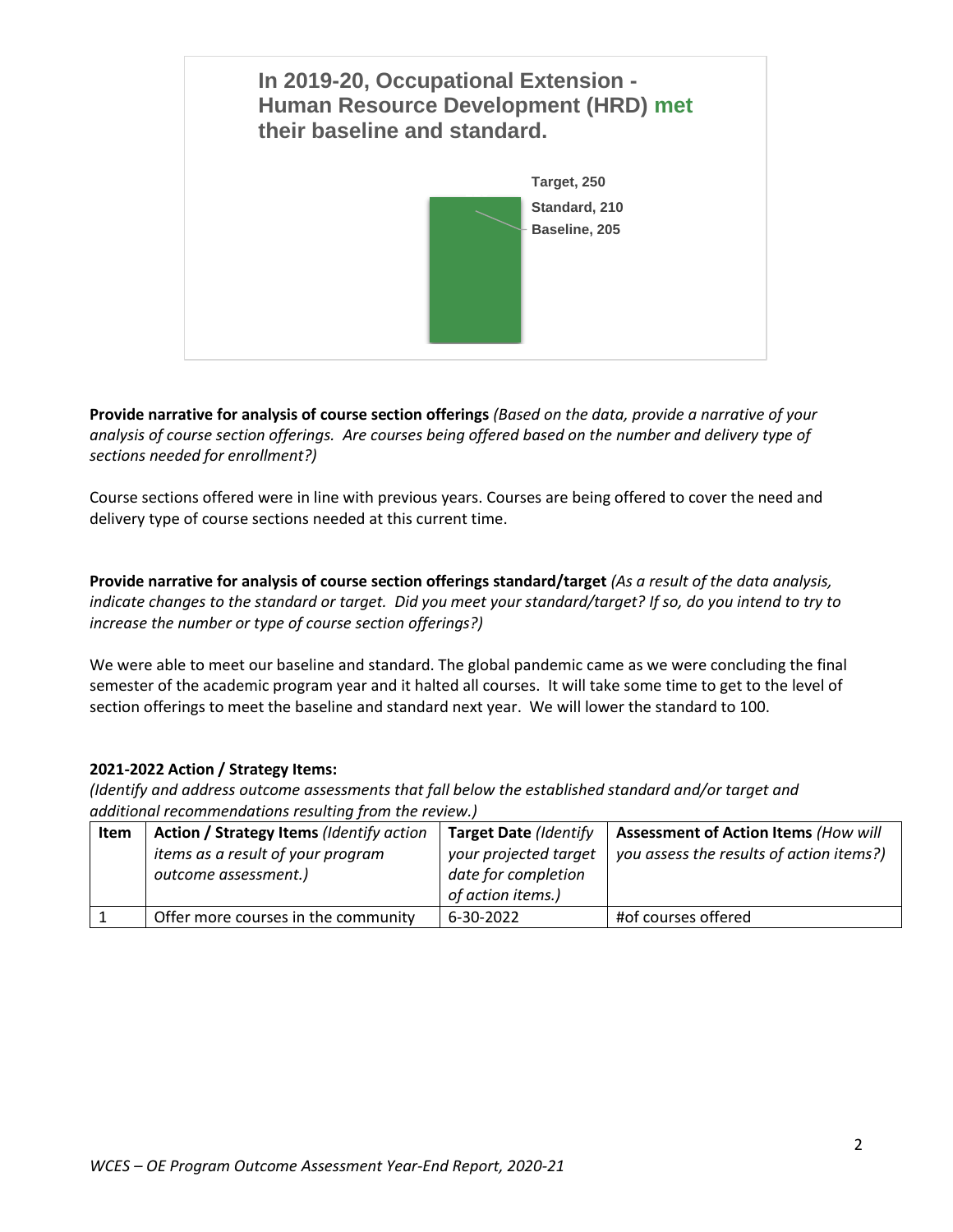**In 2019-20, Occupational Extension - Human Resource Development (HRD) met their baseline and standard.**

Target, 250

Standard, 210

Baseline, 205

**Provide narrative for analysis of course section offerings** *(Based on the data, provide a narrative of your analysis of course section offerings. Are courses being offered based on the number and delivery type of sections needed for enrollment?)*

Course sections offered were in line with previous years. Courses are being offered to cover the need and delivery type of course sections needed at this current time.

**Provide narrative for analysis of course section offerings standard/target** *(As a result of the data analysis, indicate changes to the standard or target. Did you meet your standard/target? If so, do you intend to try to increase the number or type of course section offerings?)*

We were able to meet our baseline and standard. The global pandemic came as we were concluding the final semester of the academic program year and it halted all courses. It will take some time to get to the level of section offerings to meet the baseline and standard next year. We will lower the standard to 100.

**2021-2022 Action / Strategy Items:**

*(Identify and address outcome assessments that fall below the established standard and/or target and additional recommendations resulting from the review.)*

| Item | Action / Strategy Items *(Identify action items as a result of your program outcome assessment.)* | Target Date *(Identify your projected target date for completion of action items.)* | Assessment of Action Items *(How will you assess the results of action items?)* |
|---|---|---|---|
| 1 | Offer more courses in the community | 6-30-2022 | #of courses offered |

*WCES – OE Program Outcome Assessment Year-End Report, 2020-21*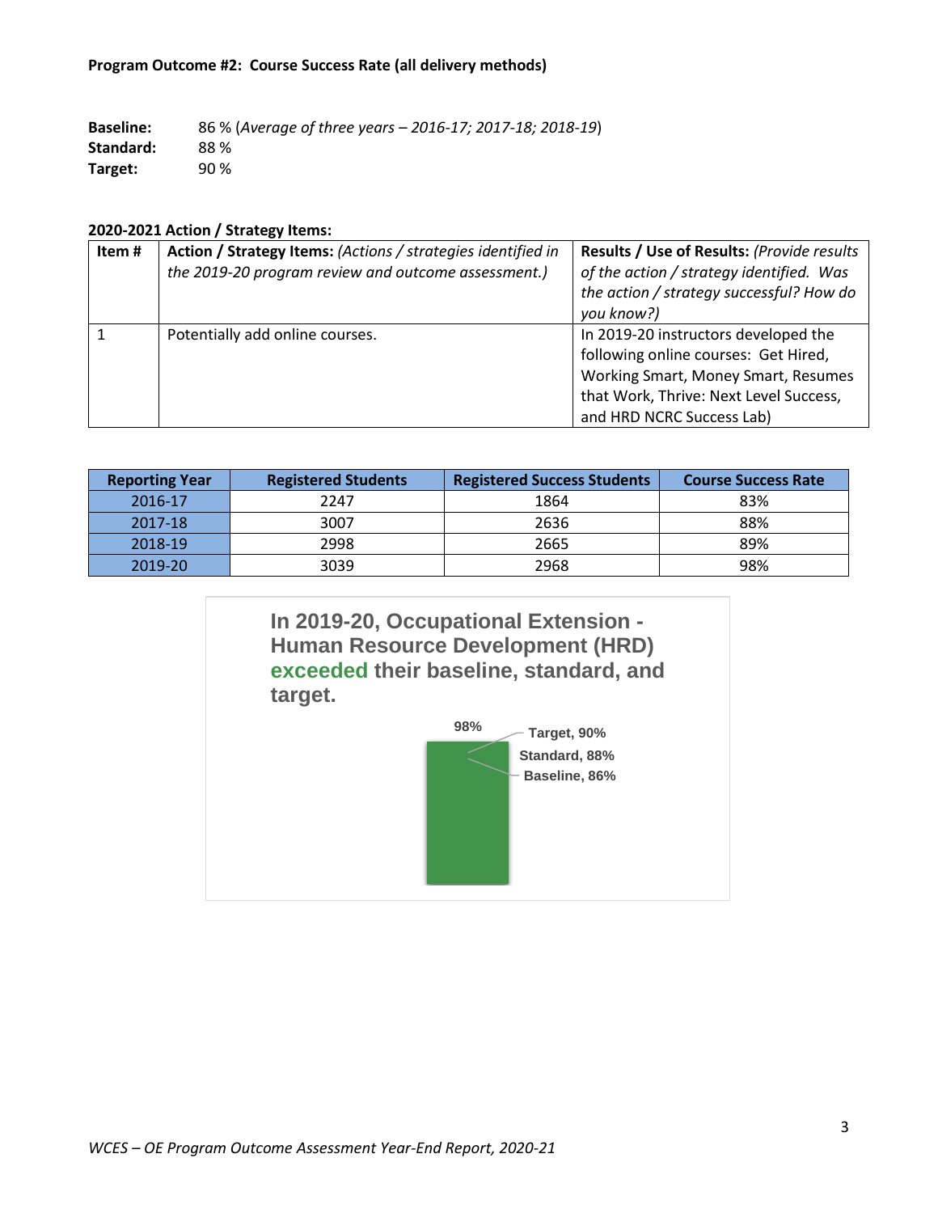**Program Outcome #2: Course Success Rate (all delivery methods)**

**Baseline:** 86 % (*Average of three years – 2016-17; 2017-18; 2018-19*)
**Standard:** 88 %
**Target:** 90 %

**2020-2021 Action / Strategy Items:**

| Item # | **Action / Strategy Items:** *(Actions / strategies identified in the 2019-20 program review and outcome assessment.)* | **Results / Use of Results:** *(Provide results of the action / strategy identified. Was the action / strategy successful? How do you know?)* |
|---|---|---|
| 1 | Potentially add online courses. | In 2019-20 instructors developed the following online courses: Get Hired, Working Smart, Money Smart, Resumes that Work, Thrive: Next Level Success, and HRD NCRC Success Lab) |

| Reporting Year | Registered Students | Registered Success Students | Course Success Rate |
|---|---|---|---|
| 2016-17 | 2247 | 1864 | 83% |
| 2017-18 | 3007 | 2636 | 88% |
| 2018-19 | 2998 | 2665 | 89% |
| 2019-20 | 3039 | 2968 | 98% |

**In 2019-20, Occupational Extension - Human Resource Development (HRD) exceeded their baseline, standard, and target.**

98%
Target, 90%
Standard, 88%
Baseline, 86%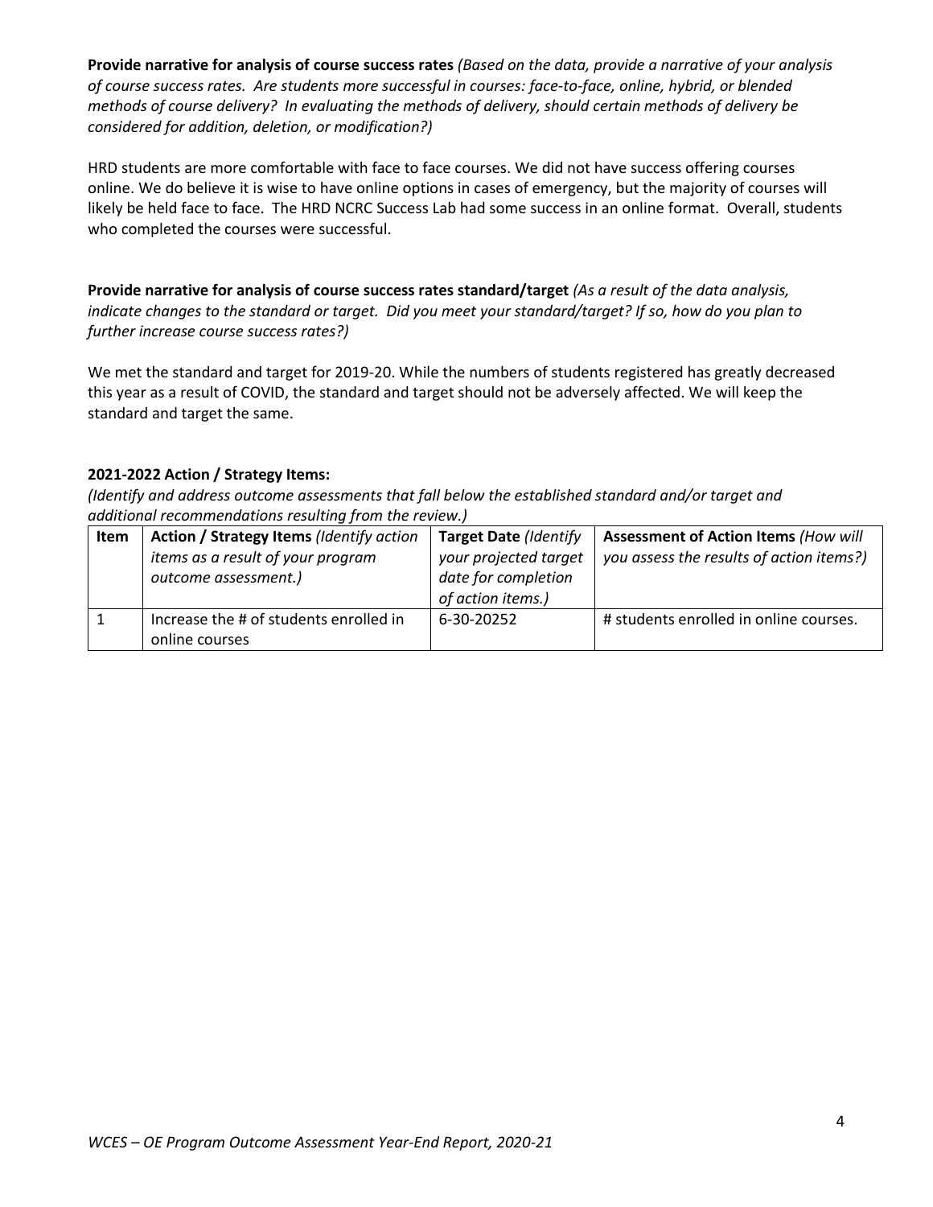**Provide narrative for analysis of course success rates** *(Based on the data, provide a narrative of your analysis of course success rates. Are students more successful in courses: face-to-face, online, hybrid, or blended methods of course delivery? In evaluating the methods of delivery, should certain methods of delivery be considered for addition, deletion, or modification?)*

HRD students are more comfortable with face to face courses. We did not have success offering courses online. We do believe it is wise to have online options in cases of emergency, but the majority of courses will likely be held face to face. The HRD NCRC Success Lab had some success in an online format. Overall, students who completed the courses were successful.

**Provide narrative for analysis of course success rates standard/target** *(As a result of the data analysis, indicate changes to the standard or target. Did you meet your standard/target? If so, how do you plan to further increase course success rates?)*

We met the standard and target for 2019-20. While the numbers of students registered has greatly decreased this year as a result of COVID, the standard and target should not be adversely affected. We will keep the standard and target the same.

**2021-2022 Action / Strategy Items:**

*(Identify and address outcome assessments that fall below the established standard and/or target and additional recommendations resulting from the review.)*

| Item | Action / Strategy Items *(Identify action items as a result of your program outcome assessment.)* | Target Date *(Identify your projected target date for completion of action items.)* | Assessment of Action Items *(How will you assess the results of action items?)* |
|---|---|---|---|
| 1 | Increase the # of students enrolled in online courses | 6-30-20252 | # students enrolled in online courses. |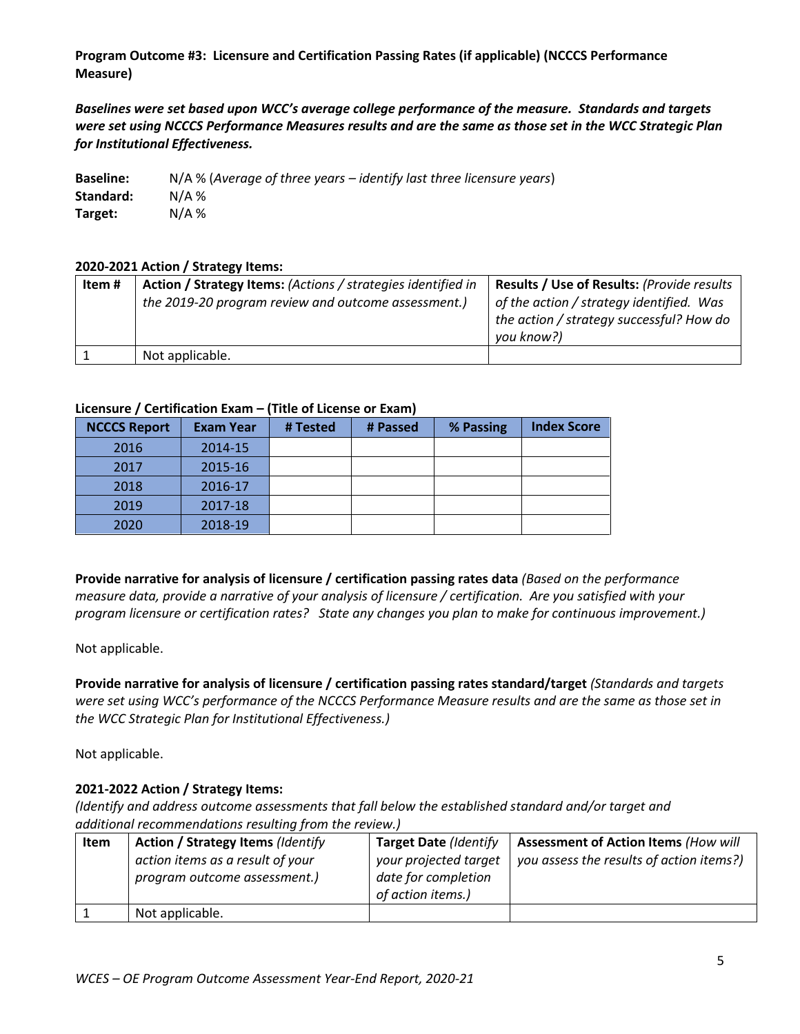**Program Outcome #3: Licensure and Certification Passing Rates (if applicable) (NCCCS Performance Measure)**

***Baselines were set based upon WCC's average college performance of the measure. Standards and targets were set using NCCCS Performance Measures results and are the same as those set in the WCC Strategic Plan for Institutional Effectiveness.***

**Baseline:** N/A % (*Average of three years – identify last three licensure years*)
**Standard:** N/A %
**Target:** N/A %

**2020-2021 Action / Strategy Items:**

| Item # | Action / Strategy Items: *(Actions / strategies identified in the 2019-20 program review and outcome assessment.)* | Results / Use of Results: *(Provide results of the action / strategy identified. Was the action / strategy successful? How do you know?)* |
|---|---|---|
| 1 | Not applicable. | |

**Licensure / Certification Exam – (Title of License or Exam)**

| NCCCS Report | Exam Year | # Tested | # Passed | % Passing | Index Score |
|---|---|---|---|---|---|
| 2016 | 2014-15 | | | | |
| 2017 | 2015-16 | | | | |
| 2018 | 2016-17 | | | | |
| 2019 | 2017-18 | | | | |
| 2020 | 2018-19 | | | | |

**Provide narrative for analysis of licensure / certification passing rates data** *(Based on the performance measure data, provide a narrative of your analysis of licensure / certification. Are you satisfied with your program licensure or certification rates? State any changes you plan to make for continuous improvement.)*

Not applicable.

**Provide narrative for analysis of licensure / certification passing rates standard/target** *(Standards and targets were set using WCC's performance of the NCCCS Performance Measure results and are the same as those set in the WCC Strategic Plan for Institutional Effectiveness.)*

Not applicable.

**2021-2022 Action / Strategy Items:**
*(Identify and address outcome assessments that fall below the established standard and/or target and additional recommendations resulting from the review.)*

| Item | Action / Strategy Items *(Identify action items as a result of your program outcome assessment.)* | Target Date *(Identify your projected target date for completion of action items.)* | Assessment of Action Items *(How will you assess the results of action items?)* |
|---|---|---|---|
| 1 | Not applicable. | | |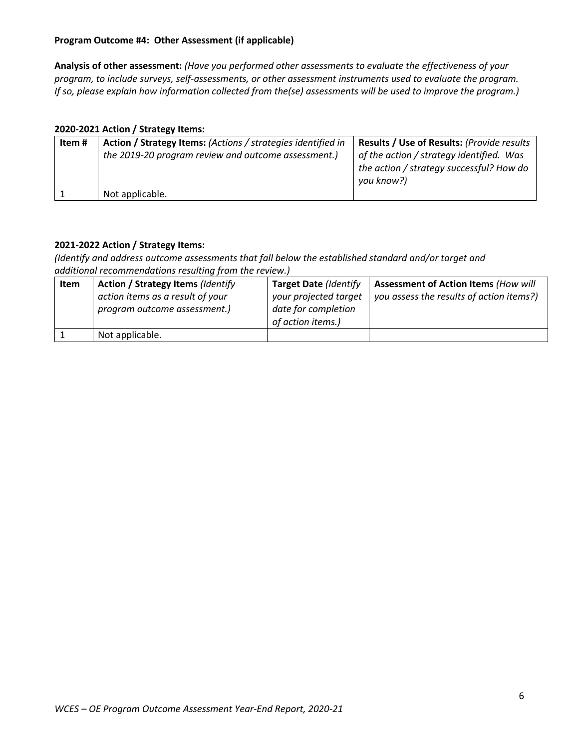**Program Outcome #4: Other Assessment (if applicable)**

**Analysis of other assessment:** *(Have you performed other assessments to evaluate the effectiveness of your program, to include surveys, self-assessments, or other assessment instruments used to evaluate the program. If so, please explain how information collected from the(se) assessments will be used to improve the program.)*

**2020-2021 Action / Strategy Items:**

| **Item #** | **Action / Strategy Items:** *(Actions / strategies identified in the 2019-20 program review and outcome assessment.)* | **Results / Use of Results:** *(Provide results of the action / strategy identified. Was the action / strategy successful? How do you know?)* |
|---|---|---|
| 1 | Not applicable. | |

**2021-2022 Action / Strategy Items:**

*(Identify and address outcome assessments that fall below the established standard and/or target and additional recommendations resulting from the review.)*

| **Item** | **Action / Strategy Items** *(Identify action items as a result of your program outcome assessment.)* | **Target Date** *(Identify your projected target date for completion of action items.)* | **Assessment of Action Items** *(How will you assess the results of action items?)* |
|---|---|---|---|
| 1 | Not applicable. | | |